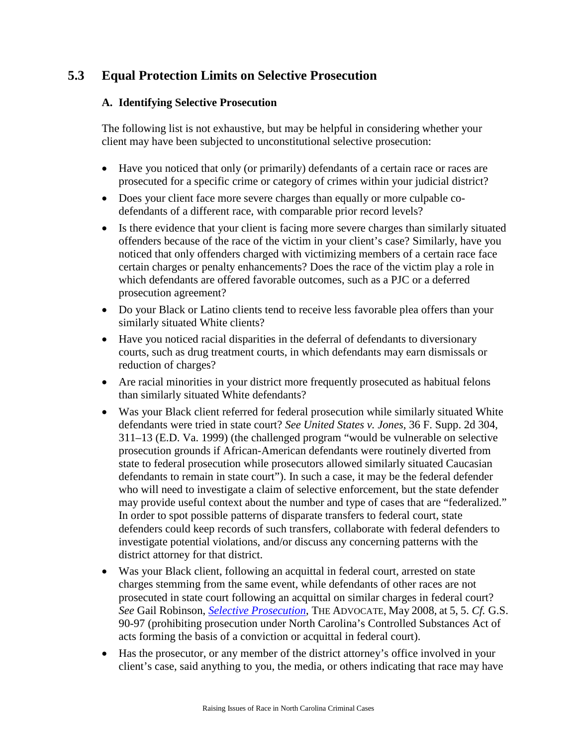## 5.3 Equal Protection Limits on Selective Prosecution

### A. Identifying Selective Prosecution

The following list is not exhaustive, but may be helpful in considering whether your client may have been subjected to unconstitutional selective prosecution:

- Have you noticed that only (or primarily) defendants of a certain race or races are prosecuted for a specific crime or category of crimes within your judicial district?
- Does your client face more severe charges than equally or more culpable co-defendants of a different race, with comparable prior record levels?
- Is there evidence that your client is facing more severe charges than similarly situated offenders because of the race of the victim in your client's case? Similarly, have you noticed that only offenders charged with victimizing members of a certain race face certain charges or penalty enhancements? Does the race of the victim play a role in which defendants are offered favorable outcomes, such as a PJC or a deferred prosecution agreement?
- Do your Black or Latino clients tend to receive less favorable plea offers than your similarly situated White clients?
- Have you noticed racial disparities in the deferral of defendants to diversionary courts, such as drug treatment courts, in which defendants may earn dismissals or reduction of charges?
- Are racial minorities in your district more frequently prosecuted as habitual felons than similarly situated White defendants?
- Was your Black client referred for federal prosecution while similarly situated White defendants were tried in state court? *See United States v. Jones*, 36 F. Supp. 2d 304, 311–13 (E.D. Va. 1999) (the challenged program "would be vulnerable on selective prosecution grounds if African-American defendants were routinely diverted from state to federal prosecution while prosecutors allowed similarly situated Caucasian defendants to remain in state court"). In such a case, it may be the federal defender who will need to investigate a claim of selective enforcement, but the state defender may provide useful context about the number and type of cases that are "federalized." In order to spot possible patterns of disparate transfers to federal court, state defenders could keep records of such transfers, collaborate with federal defenders to investigate potential violations, and/or discuss any concerning patterns with the district attorney for that district.
- Was your Black client, following an acquittal in federal court, arrested on state charges stemming from the same event, while defendants of other races are not prosecuted in state court following an acquittal on similar charges in federal court? *See* Gail Robinson, *Selective Prosecution*, THE ADVOCATE, May 2008, at 5, 5. *Cf.* G.S. 90-97 (prohibiting prosecution under North Carolina's Controlled Substances Act of acts forming the basis of a conviction or acquittal in federal court).
- Has the prosecutor, or any member of the district attorney's office involved in your client's case, said anything to you, the media, or others indicating that race may have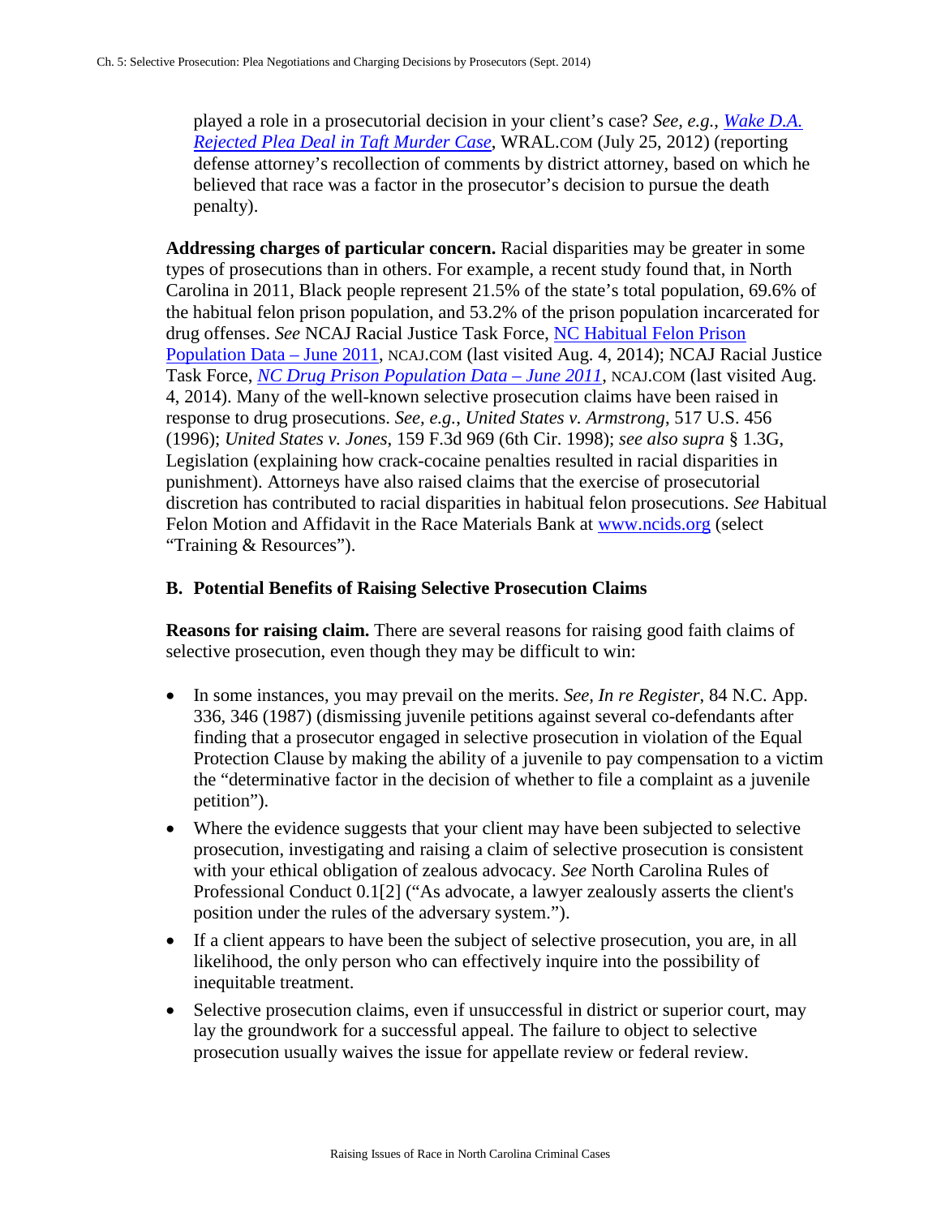played a role in a prosecutorial decision in your client's case? *See, e.g.*, *Wake D.A. Rejected Plea Deal in Taft Murder Case*, WRAL.COM (July 25, 2012) (reporting defense attorney's recollection of comments by district attorney, based on which he believed that race was a factor in the prosecutor's decision to pursue the death penalty).

**Addressing charges of particular concern.** Racial disparities may be greater in some types of prosecutions than in others. For example, a recent study found that, in North Carolina in 2011, Black people represent 21.5% of the state's total population, 69.6% of the habitual felon prison population, and 53.2% of the prison population incarcerated for drug offenses. *See* NCAJ Racial Justice Task Force, NC Habitual Felon Prison Population Data – June 2011, NCAJ.COM (last visited Aug. 4, 2014); NCAJ Racial Justice Task Force, *NC Drug Prison Population Data – June 2011*, NCAJ.COM (last visited Aug. 4, 2014). Many of the well-known selective prosecution claims have been raised in response to drug prosecutions. *See, e.g.*, *United States v. Armstrong*, 517 U.S. 456 (1996); *United States v. Jones*, 159 F.3d 969 (6th Cir. 1998); *see also supra* § 1.3G, Legislation (explaining how crack-cocaine penalties resulted in racial disparities in punishment). Attorneys have also raised claims that the exercise of prosecutorial discretion has contributed to racial disparities in habitual felon prosecutions. *See* Habitual Felon Motion and Affidavit in the Race Materials Bank at www.ncids.org (select "Training & Resources").

### B. Potential Benefits of Raising Selective Prosecution Claims

**Reasons for raising claim.** There are several reasons for raising good faith claims of selective prosecution, even though they may be difficult to win:

- In some instances, you may prevail on the merits. *See, In re Register*, 84 N.C. App. 336, 346 (1987) (dismissing juvenile petitions against several co-defendants after finding that a prosecutor engaged in selective prosecution in violation of the Equal Protection Clause by making the ability of a juvenile to pay compensation to a victim the "determinative factor in the decision of whether to file a complaint as a juvenile petition").
- Where the evidence suggests that your client may have been subjected to selective prosecution, investigating and raising a claim of selective prosecution is consistent with your ethical obligation of zealous advocacy. *See* North Carolina Rules of Professional Conduct 0.1[2] ("As advocate, a lawyer zealously asserts the client's position under the rules of the adversary system.").
- If a client appears to have been the subject of selective prosecution, you are, in all likelihood, the only person who can effectively inquire into the possibility of inequitable treatment.
- Selective prosecution claims, even if unsuccessful in district or superior court, may lay the groundwork for a successful appeal. The failure to object to selective prosecution usually waives the issue for appellate review or federal review.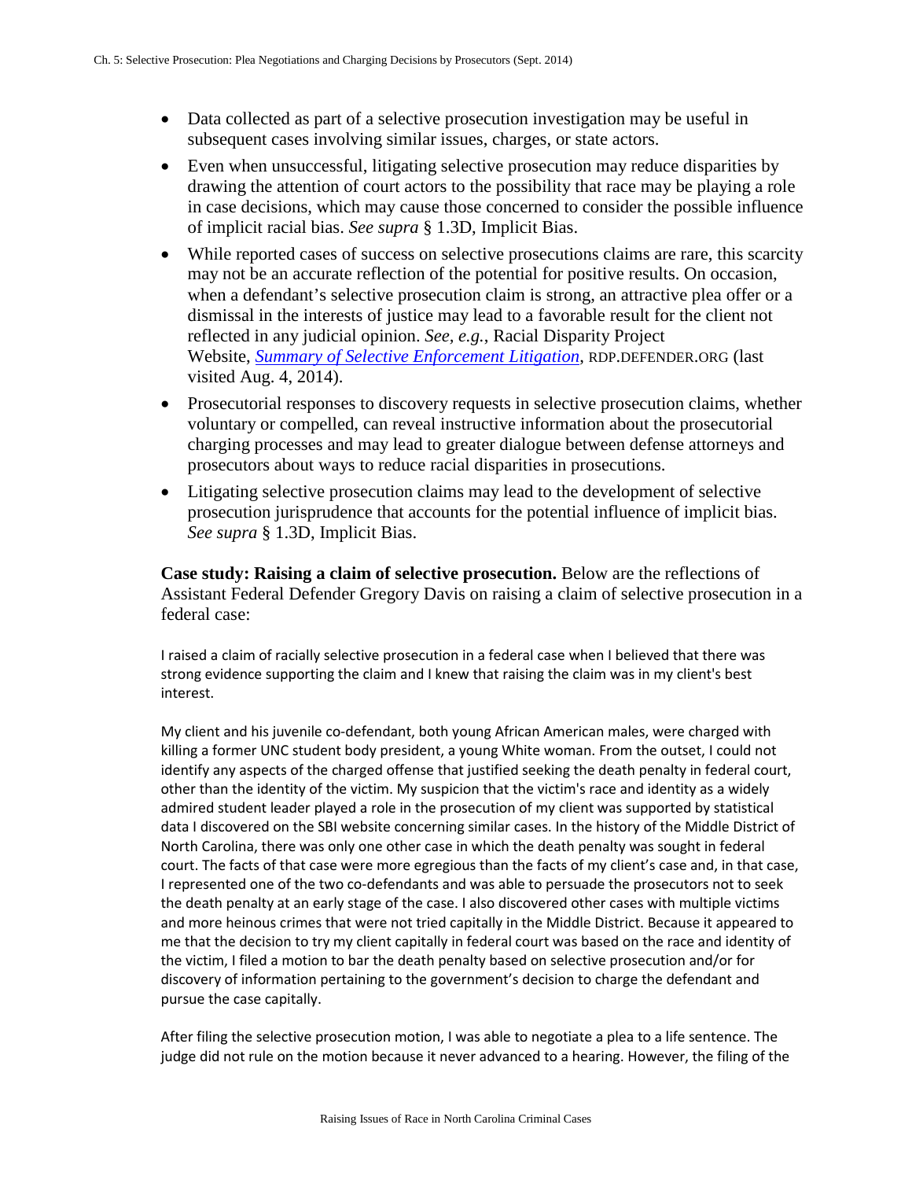- Data collected as part of a selective prosecution investigation may be useful in subsequent cases involving similar issues, charges, or state actors.
- Even when unsuccessful, litigating selective prosecution may reduce disparities by drawing the attention of court actors to the possibility that race may be playing a role in case decisions, which may cause those concerned to consider the possible influence of implicit racial bias. *See supra* § 1.3D, Implicit Bias.
- While reported cases of success on selective prosecutions claims are rare, this scarcity may not be an accurate reflection of the potential for positive results. On occasion, when a defendant's selective prosecution claim is strong, an attractive plea offer or a dismissal in the interests of justice may lead to a favorable result for the client not reflected in any judicial opinion. *See, e.g.*, Racial Disparity Project Website, *Summary of Selective Enforcement Litigation*, RDP.DEFENDER.ORG (last visited Aug. 4, 2014).
- Prosecutorial responses to discovery requests in selective prosecution claims, whether voluntary or compelled, can reveal instructive information about the prosecutorial charging processes and may lead to greater dialogue between defense attorneys and prosecutors about ways to reduce racial disparities in prosecutions.
- Litigating selective prosecution claims may lead to the development of selective prosecution jurisprudence that accounts for the potential influence of implicit bias. *See supra* § 1.3D, Implicit Bias.

**Case study: Raising a claim of selective prosecution.** Below are the reflections of Assistant Federal Defender Gregory Davis on raising a claim of selective prosecution in a federal case:

I raised a claim of racially selective prosecution in a federal case when I believed that there was strong evidence supporting the claim and I knew that raising the claim was in my client's best interest.

My client and his juvenile co-defendant, both young African American males, were charged with killing a former UNC student body president, a young White woman. From the outset, I could not identify any aspects of the charged offense that justified seeking the death penalty in federal court, other than the identity of the victim. My suspicion that the victim's race and identity as a widely admired student leader played a role in the prosecution of my client was supported by statistical data I discovered on the SBI website concerning similar cases. In the history of the Middle District of North Carolina, there was only one other case in which the death penalty was sought in federal court. The facts of that case were more egregious than the facts of my client's case and, in that case, I represented one of the two co-defendants and was able to persuade the prosecutors not to seek the death penalty at an early stage of the case. I also discovered other cases with multiple victims and more heinous crimes that were not tried capitally in the Middle District. Because it appeared to me that the decision to try my client capitally in federal court was based on the race and identity of the victim, I filed a motion to bar the death penalty based on selective prosecution and/or for discovery of information pertaining to the government's decision to charge the defendant and pursue the case capitally.

After filing the selective prosecution motion, I was able to negotiate a plea to a life sentence. The judge did not rule on the motion because it never advanced to a hearing. However, the filing of the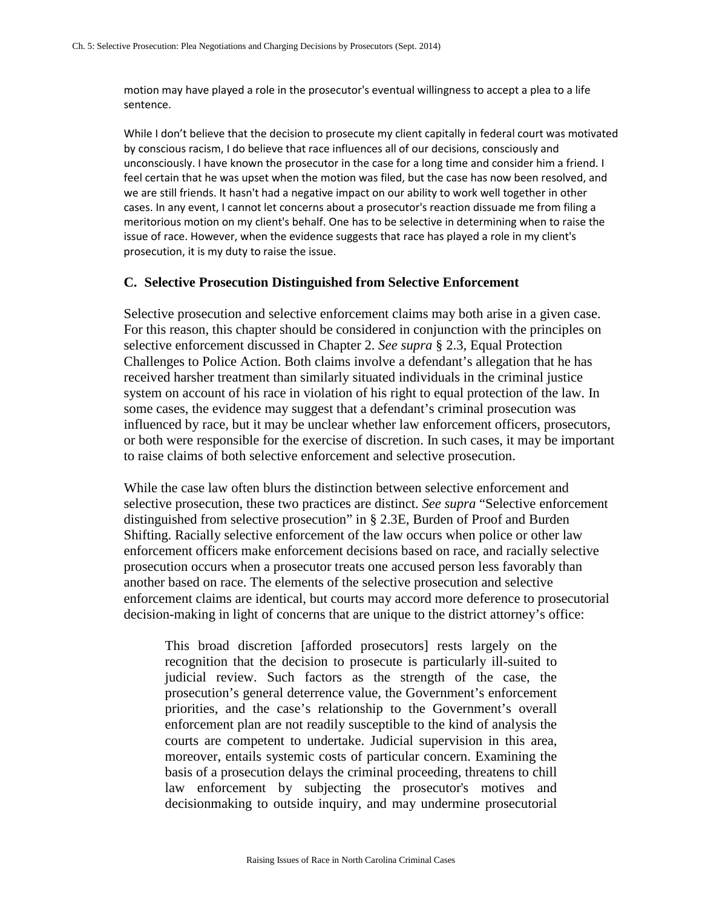motion may have played a role in the prosecutor's eventual willingness to accept a plea to a life sentence.

While I don't believe that the decision to prosecute my client capitally in federal court was motivated by conscious racism, I do believe that race influences all of our decisions, consciously and unconsciously. I have known the prosecutor in the case for a long time and consider him a friend. I feel certain that he was upset when the motion was filed, but the case has now been resolved, and we are still friends. It hasn't had a negative impact on our ability to work well together in other cases. In any event, I cannot let concerns about a prosecutor's reaction dissuade me from filing a meritorious motion on my client's behalf. One has to be selective in determining when to raise the issue of race. However, when the evidence suggests that race has played a role in my client's prosecution, it is my duty to raise the issue.

## C. Selective Prosecution Distinguished from Selective Enforcement

Selective prosecution and selective enforcement claims may both arise in a given case. For this reason, this chapter should be considered in conjunction with the principles on selective enforcement discussed in Chapter 2. *See supra* § 2.3, Equal Protection Challenges to Police Action. Both claims involve a defendant's allegation that he has received harsher treatment than similarly situated individuals in the criminal justice system on account of his race in violation of his right to equal protection of the law. In some cases, the evidence may suggest that a defendant's criminal prosecution was influenced by race, but it may be unclear whether law enforcement officers, prosecutors, or both were responsible for the exercise of discretion. In such cases, it may be important to raise claims of both selective enforcement and selective prosecution.

While the case law often blurs the distinction between selective enforcement and selective prosecution, these two practices are distinct. *See supra* "Selective enforcement distinguished from selective prosecution" in § 2.3E, Burden of Proof and Burden Shifting. Racially selective enforcement of the law occurs when police or other law enforcement officers make enforcement decisions based on race, and racially selective prosecution occurs when a prosecutor treats one accused person less favorably than another based on race. The elements of the selective prosecution and selective enforcement claims are identical, but courts may accord more deference to prosecutorial decision-making in light of concerns that are unique to the district attorney's office:

> This broad discretion [afforded prosecutors] rests largely on the recognition that the decision to prosecute is particularly ill-suited to judicial review. Such factors as the strength of the case, the prosecution's general deterrence value, the Government's enforcement priorities, and the case's relationship to the Government's overall enforcement plan are not readily susceptible to the kind of analysis the courts are competent to undertake. Judicial supervision in this area, moreover, entails systemic costs of particular concern. Examining the basis of a prosecution delays the criminal proceeding, threatens to chill law enforcement by subjecting the prosecutor's motives and decisionmaking to outside inquiry, and may undermine prosecutorial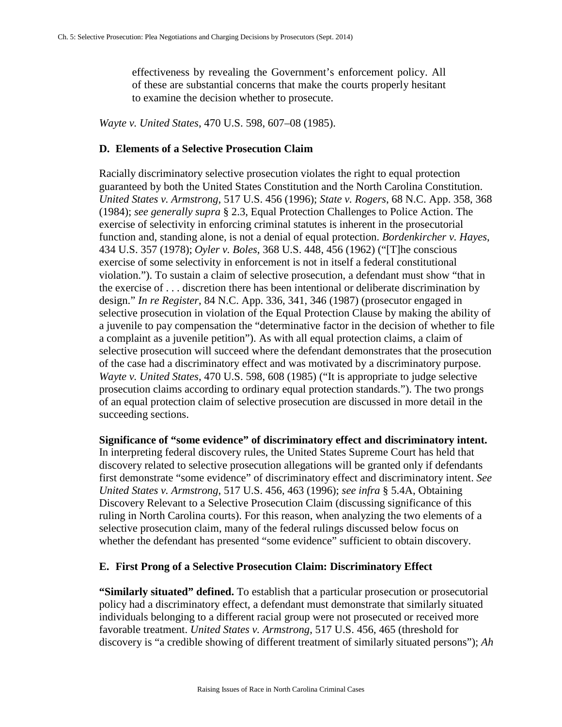> effectiveness by revealing the Government's enforcement policy. All of these are substantial concerns that make the courts properly hesitant to examine the decision whether to prosecute.

*Wayte v. United States*, 470 U.S. 598, 607–08 (1985).

### D. Elements of a Selective Prosecution Claim

Racially discriminatory selective prosecution violates the right to equal protection guaranteed by both the United States Constitution and the North Carolina Constitution. *United States v. Armstrong*, 517 U.S. 456 (1996); *State v. Rogers*, 68 N.C. App. 358, 368 (1984); *see generally supra* § 2.3, Equal Protection Challenges to Police Action. The exercise of selectivity in enforcing criminal statutes is inherent in the prosecutorial function and, standing alone, is not a denial of equal protection. *Bordenkircher v. Hayes*, 434 U.S. 357 (1978); *Oyler v. Boles*, 368 U.S. 448, 456 (1962) ("[T]he conscious exercise of some selectivity in enforcement is not in itself a federal constitutional violation."). To sustain a claim of selective prosecution, a defendant must show "that in the exercise of . . . discretion there has been intentional or deliberate discrimination by design." *In re Register*, 84 N.C. App. 336, 341, 346 (1987) (prosecutor engaged in selective prosecution in violation of the Equal Protection Clause by making the ability of a juvenile to pay compensation the "determinative factor in the decision of whether to file a complaint as a juvenile petition"). As with all equal protection claims, a claim of selective prosecution will succeed where the defendant demonstrates that the prosecution of the case had a discriminatory effect and was motivated by a discriminatory purpose. *Wayte v. United States*, 470 U.S. 598, 608 (1985) ("It is appropriate to judge selective prosecution claims according to ordinary equal protection standards."). The two prongs of an equal protection claim of selective prosecution are discussed in more detail in the succeeding sections.

**Significance of "some evidence" of discriminatory effect and discriminatory intent.** In interpreting federal discovery rules, the United States Supreme Court has held that discovery related to selective prosecution allegations will be granted only if defendants first demonstrate "some evidence" of discriminatory effect and discriminatory intent. *See United States v. Armstrong*, 517 U.S. 456, 463 (1996); *see infra* § 5.4A, Obtaining Discovery Relevant to a Selective Prosecution Claim (discussing significance of this ruling in North Carolina courts). For this reason, when analyzing the two elements of a selective prosecution claim, many of the federal rulings discussed below focus on whether the defendant has presented "some evidence" sufficient to obtain discovery.

### E. First Prong of a Selective Prosecution Claim: Discriminatory Effect

**"Similarly situated" defined.** To establish that a particular prosecution or prosecutorial policy had a discriminatory effect, a defendant must demonstrate that similarly situated individuals belonging to a different racial group were not prosecuted or received more favorable treatment. *United States v. Armstrong*, 517 U.S. 456, 465 (threshold for discovery is "a credible showing of different treatment of similarly situated persons"); *Ah*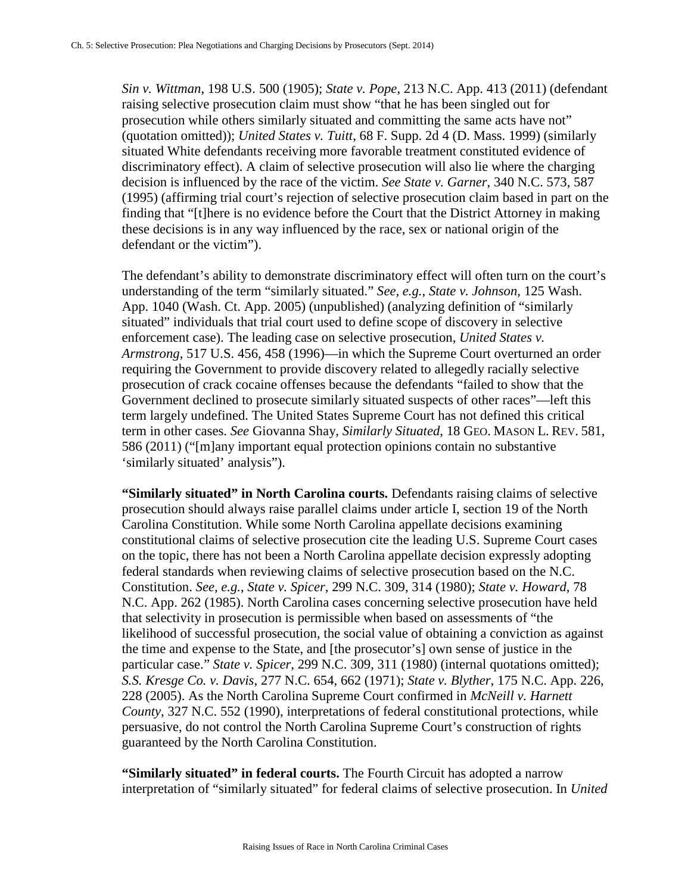*Sin v. Wittman*, 198 U.S. 500 (1905); *State v. Pope*, 213 N.C. App. 413 (2011) (defendant raising selective prosecution claim must show "that he has been singled out for prosecution while others similarly situated and committing the same acts have not" (quotation omitted)); *United States v. Tuitt*, 68 F. Supp. 2d 4 (D. Mass. 1999) (similarly situated White defendants receiving more favorable treatment constituted evidence of discriminatory effect). A claim of selective prosecution will also lie where the charging decision is influenced by the race of the victim. *See State v. Garner*, 340 N.C. 573, 587 (1995) (affirming trial court's rejection of selective prosecution claim based in part on the finding that "[t]here is no evidence before the Court that the District Attorney in making these decisions is in any way influenced by the race, sex or national origin of the defendant or the victim").

The defendant's ability to demonstrate discriminatory effect will often turn on the court's understanding of the term "similarly situated." *See, e.g.*, *State v. Johnson*, 125 Wash. App. 1040 (Wash. Ct. App. 2005) (unpublished) (analyzing definition of "similarly situated" individuals that trial court used to define scope of discovery in selective enforcement case). The leading case on selective prosecution, *United States v. Armstrong*, 517 U.S. 456, 458 (1996)—in which the Supreme Court overturned an order requiring the Government to provide discovery related to allegedly racially selective prosecution of crack cocaine offenses because the defendants "failed to show that the Government declined to prosecute similarly situated suspects of other races"—left this term largely undefined. The United States Supreme Court has not defined this critical term in other cases. *See* Giovanna Shay, *Similarly Situated*, 18 GEO. MASON L. REV. 581, 586 (2011) ("[m]any important equal protection opinions contain no substantive 'similarly situated' analysis").

**"Similarly situated" in North Carolina courts.** Defendants raising claims of selective prosecution should always raise parallel claims under article I, section 19 of the North Carolina Constitution. While some North Carolina appellate decisions examining constitutional claims of selective prosecution cite the leading U.S. Supreme Court cases on the topic, there has not been a North Carolina appellate decision expressly adopting federal standards when reviewing claims of selective prosecution based on the N.C. Constitution. *See, e.g.*, *State v. Spicer*, 299 N.C. 309, 314 (1980); *State v. Howard*, 78 N.C. App. 262 (1985). North Carolina cases concerning selective prosecution have held that selectivity in prosecution is permissible when based on assessments of "the likelihood of successful prosecution, the social value of obtaining a conviction as against the time and expense to the State, and [the prosecutor's] own sense of justice in the particular case." *State v. Spicer*, 299 N.C. 309, 311 (1980) (internal quotations omitted); *S.S. Kresge Co. v. Davis*, 277 N.C. 654, 662 (1971); *State v. Blyther*, 175 N.C. App. 226, 228 (2005). As the North Carolina Supreme Court confirmed in *McNeill v. Harnett County*, 327 N.C. 552 (1990), interpretations of federal constitutional protections, while persuasive, do not control the North Carolina Supreme Court's construction of rights guaranteed by the North Carolina Constitution.

**"Similarly situated" in federal courts.** The Fourth Circuit has adopted a narrow interpretation of "similarly situated" for federal claims of selective prosecution. In *United*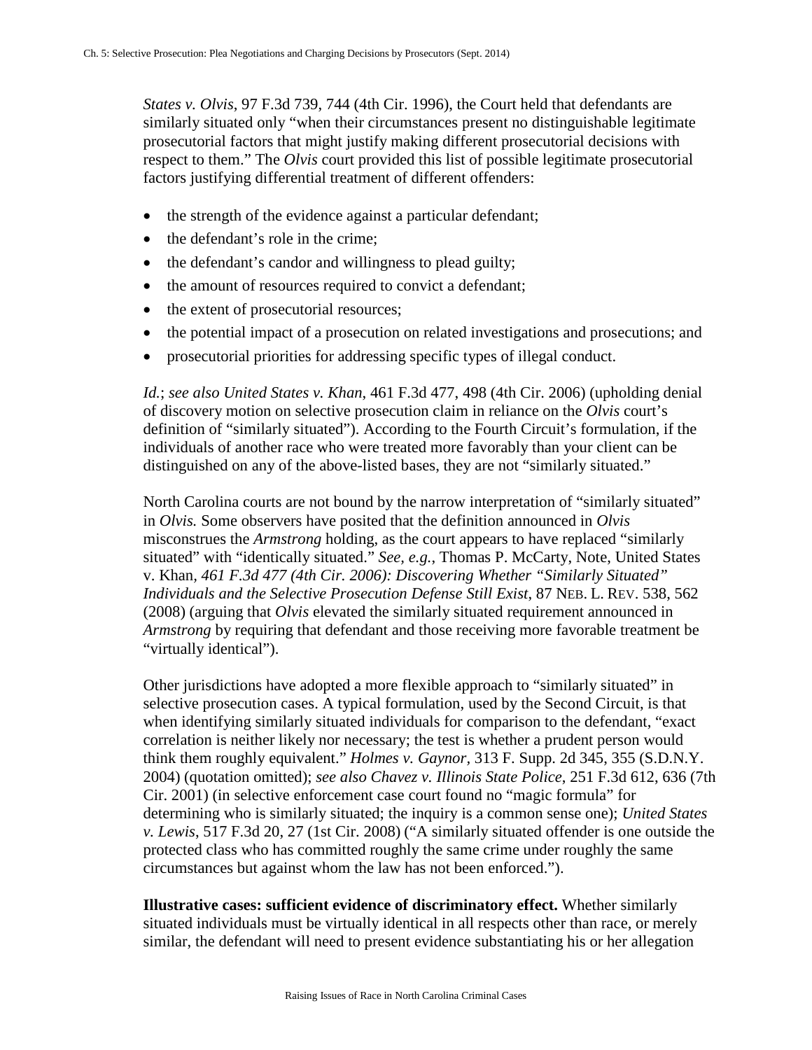*States v. Olvis*, 97 F.3d 739, 744 (4th Cir. 1996), the Court held that defendants are similarly situated only "when their circumstances present no distinguishable legitimate prosecutorial factors that might justify making different prosecutorial decisions with respect to them." The *Olvis* court provided this list of possible legitimate prosecutorial factors justifying differential treatment of different offenders:

- the strength of the evidence against a particular defendant;
- the defendant's role in the crime;
- the defendant's candor and willingness to plead guilty;
- the amount of resources required to convict a defendant;
- the extent of prosecutorial resources;
- the potential impact of a prosecution on related investigations and prosecutions; and
- prosecutorial priorities for addressing specific types of illegal conduct.

*Id.*; *see also United States v. Khan*, 461 F.3d 477, 498 (4th Cir. 2006) (upholding denial of discovery motion on selective prosecution claim in reliance on the *Olvis* court's definition of "similarly situated"). According to the Fourth Circuit's formulation, if the individuals of another race who were treated more favorably than your client can be distinguished on any of the above-listed bases, they are not "similarly situated."

North Carolina courts are not bound by the narrow interpretation of "similarly situated" in *Olvis.* Some observers have posited that the definition announced in *Olvis* misconstrues the *Armstrong* holding, as the court appears to have replaced "similarly situated" with "identically situated." *See, e.g.*, Thomas P. McCarty, Note, United States v. Khan, *461 F.3d 477 (4th Cir. 2006): Discovering Whether "Similarly Situated" Individuals and the Selective Prosecution Defense Still Exist*, 87 NEB. L. REV. 538, 562 (2008) (arguing that *Olvis* elevated the similarly situated requirement announced in *Armstrong* by requiring that defendant and those receiving more favorable treatment be "virtually identical").

Other jurisdictions have adopted a more flexible approach to "similarly situated" in selective prosecution cases. A typical formulation, used by the Second Circuit, is that when identifying similarly situated individuals for comparison to the defendant, "exact correlation is neither likely nor necessary; the test is whether a prudent person would think them roughly equivalent." *Holmes v. Gaynor*, 313 F. Supp. 2d 345, 355 (S.D.N.Y. 2004) (quotation omitted); *see also Chavez v. Illinois State Police*, 251 F.3d 612, 636 (7th Cir. 2001) (in selective enforcement case court found no "magic formula" for determining who is similarly situated; the inquiry is a common sense one); *United States v. Lewis*, 517 F.3d 20, 27 (1st Cir. 2008) ("A similarly situated offender is one outside the protected class who has committed roughly the same crime under roughly the same circumstances but against whom the law has not been enforced.").

**Illustrative cases: sufficient evidence of discriminatory effect.** Whether similarly situated individuals must be virtually identical in all respects other than race, or merely similar, the defendant will need to present evidence substantiating his or her allegation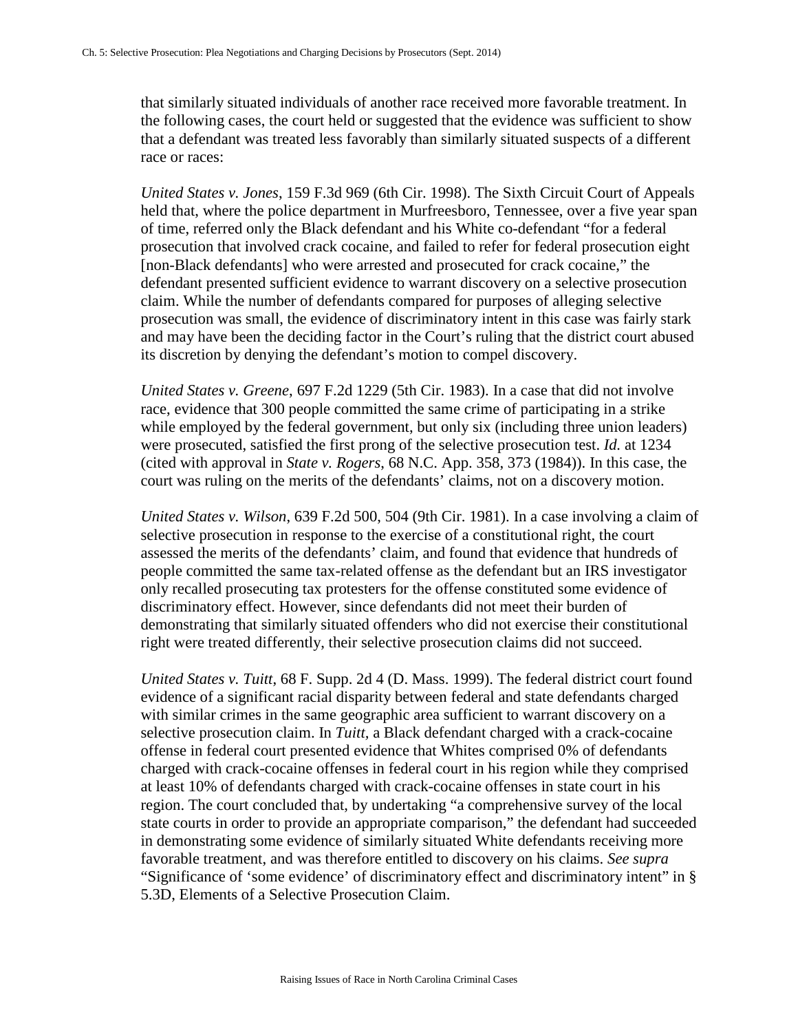that similarly situated individuals of another race received more favorable treatment. In the following cases, the court held or suggested that the evidence was sufficient to show that a defendant was treated less favorably than similarly situated suspects of a different race or races:

*United States v. Jones*, 159 F.3d 969 (6th Cir. 1998). The Sixth Circuit Court of Appeals held that, where the police department in Murfreesboro, Tennessee, over a five year span of time, referred only the Black defendant and his White co-defendant "for a federal prosecution that involved crack cocaine, and failed to refer for federal prosecution eight [non-Black defendants] who were arrested and prosecuted for crack cocaine," the defendant presented sufficient evidence to warrant discovery on a selective prosecution claim. While the number of defendants compared for purposes of alleging selective prosecution was small, the evidence of discriminatory intent in this case was fairly stark and may have been the deciding factor in the Court's ruling that the district court abused its discretion by denying the defendant's motion to compel discovery.

*United States v. Greene*, 697 F.2d 1229 (5th Cir. 1983). In a case that did not involve race, evidence that 300 people committed the same crime of participating in a strike while employed by the federal government, but only six (including three union leaders) were prosecuted, satisfied the first prong of the selective prosecution test. *Id.* at 1234 (cited with approval in *State v. Rogers*, 68 N.C. App. 358, 373 (1984)). In this case, the court was ruling on the merits of the defendants' claims, not on a discovery motion.

*United States v. Wilson*, 639 F.2d 500, 504 (9th Cir. 1981). In a case involving a claim of selective prosecution in response to the exercise of a constitutional right, the court assessed the merits of the defendants' claim, and found that evidence that hundreds of people committed the same tax-related offense as the defendant but an IRS investigator only recalled prosecuting tax protesters for the offense constituted some evidence of discriminatory effect. However, since defendants did not meet their burden of demonstrating that similarly situated offenders who did not exercise their constitutional right were treated differently, their selective prosecution claims did not succeed.

*United States v. Tuitt*, 68 F. Supp. 2d 4 (D. Mass. 1999). The federal district court found evidence of a significant racial disparity between federal and state defendants charged with similar crimes in the same geographic area sufficient to warrant discovery on a selective prosecution claim. In *Tuitt*, a Black defendant charged with a crack-cocaine offense in federal court presented evidence that Whites comprised 0% of defendants charged with crack-cocaine offenses in federal court in his region while they comprised at least 10% of defendants charged with crack-cocaine offenses in state court in his region. The court concluded that, by undertaking "a comprehensive survey of the local state courts in order to provide an appropriate comparison," the defendant had succeeded in demonstrating some evidence of similarly situated White defendants receiving more favorable treatment, and was therefore entitled to discovery on his claims. *See supra* "Significance of 'some evidence' of discriminatory effect and discriminatory intent" in § 5.3D, Elements of a Selective Prosecution Claim.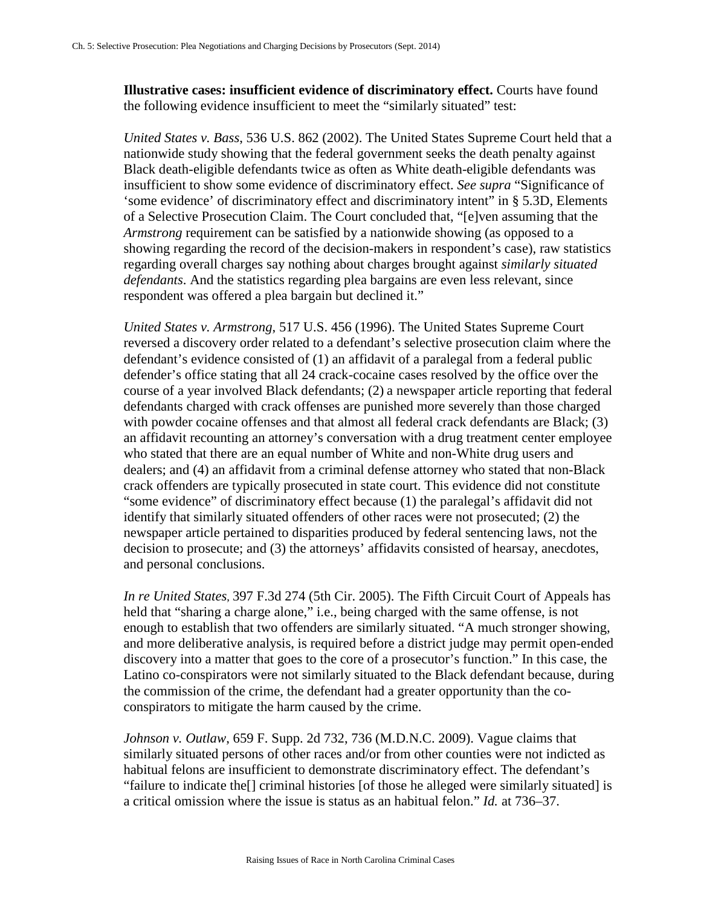**Illustrative cases: insufficient evidence of discriminatory effect.** Courts have found the following evidence insufficient to meet the "similarly situated" test:

*United States v. Bass*, 536 U.S. 862 (2002). The United States Supreme Court held that a nationwide study showing that the federal government seeks the death penalty against Black death-eligible defendants twice as often as White death-eligible defendants was insufficient to show some evidence of discriminatory effect. *See supra* "Significance of 'some evidence' of discriminatory effect and discriminatory intent" in § 5.3D, Elements of a Selective Prosecution Claim. The Court concluded that, "[e]ven assuming that the *Armstrong* requirement can be satisfied by a nationwide showing (as opposed to a showing regarding the record of the decision-makers in respondent's case), raw statistics regarding overall charges say nothing about charges brought against *similarly situated defendants*. And the statistics regarding plea bargains are even less relevant, since respondent was offered a plea bargain but declined it."

*United States v. Armstrong*, 517 U.S. 456 (1996). The United States Supreme Court reversed a discovery order related to a defendant's selective prosecution claim where the defendant's evidence consisted of (1) an affidavit of a paralegal from a federal public defender's office stating that all 24 crack-cocaine cases resolved by the office over the course of a year involved Black defendants; (2) a newspaper article reporting that federal defendants charged with crack offenses are punished more severely than those charged with powder cocaine offenses and that almost all federal crack defendants are Black; (3) an affidavit recounting an attorney's conversation with a drug treatment center employee who stated that there are an equal number of White and non-White drug users and dealers; and (4) an affidavit from a criminal defense attorney who stated that non-Black crack offenders are typically prosecuted in state court. This evidence did not constitute "some evidence" of discriminatory effect because (1) the paralegal's affidavit did not identify that similarly situated offenders of other races were not prosecuted; (2) the newspaper article pertained to disparities produced by federal sentencing laws, not the decision to prosecute; and (3) the attorneys' affidavits consisted of hearsay, anecdotes, and personal conclusions.

*In re United States*, 397 F.3d 274 (5th Cir. 2005). The Fifth Circuit Court of Appeals has held that "sharing a charge alone," i.e., being charged with the same offense, is not enough to establish that two offenders are similarly situated. "A much stronger showing, and more deliberative analysis, is required before a district judge may permit open-ended discovery into a matter that goes to the core of a prosecutor's function." In this case, the Latino co-conspirators were not similarly situated to the Black defendant because, during the commission of the crime, the defendant had a greater opportunity than the co-conspirators to mitigate the harm caused by the crime.

*Johnson v. Outlaw*, 659 F. Supp. 2d 732, 736 (M.D.N.C. 2009). Vague claims that similarly situated persons of other races and/or from other counties were not indicted as habitual felons are insufficient to demonstrate discriminatory effect. The defendant's "failure to indicate the[] criminal histories [of those he alleged were similarly situated] is a critical omission where the issue is status as an habitual felon." *Id.* at 736–37.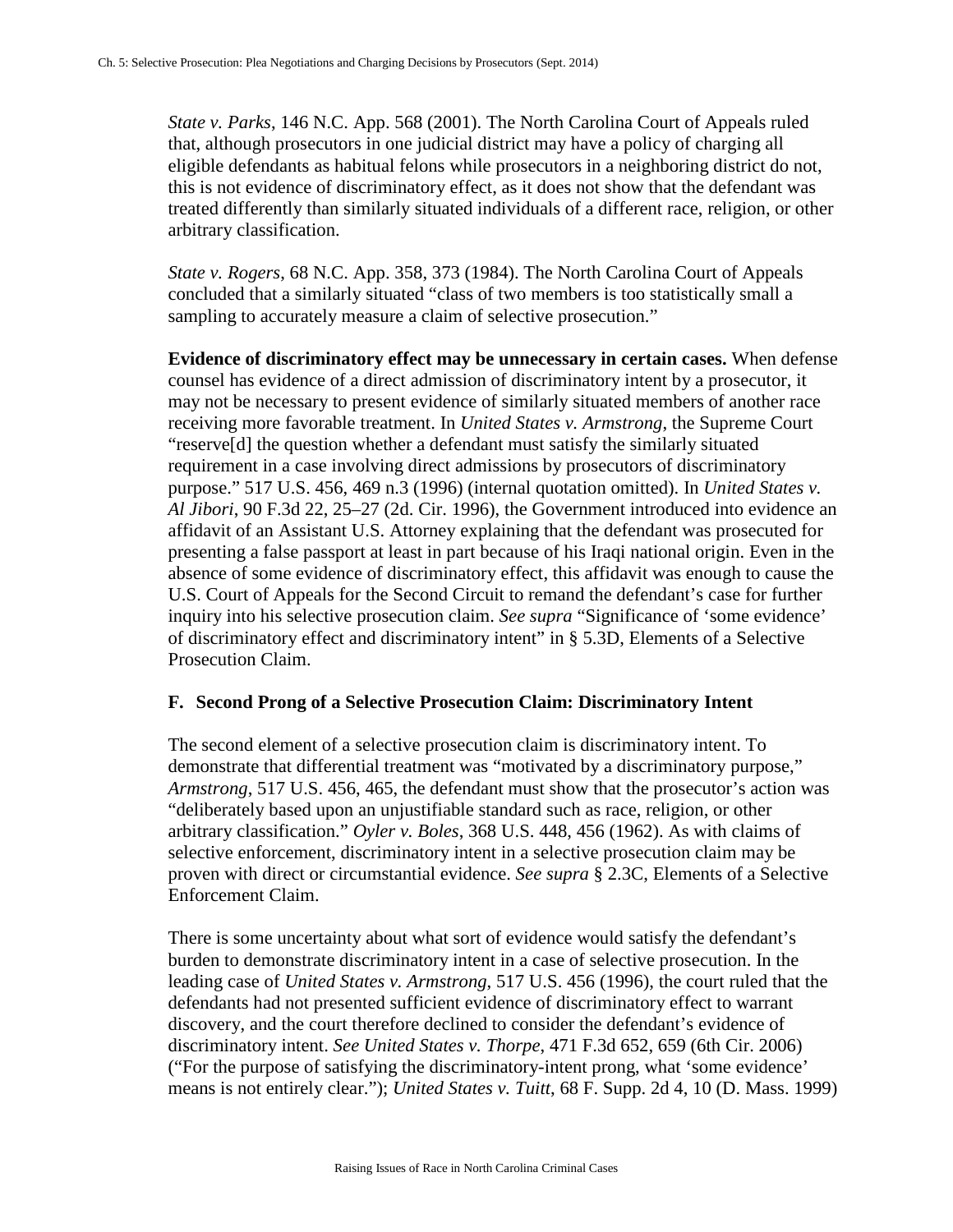*State v. Parks*, 146 N.C. App. 568 (2001). The North Carolina Court of Appeals ruled that, although prosecutors in one judicial district may have a policy of charging all eligible defendants as habitual felons while prosecutors in a neighboring district do not, this is not evidence of discriminatory effect, as it does not show that the defendant was treated differently than similarly situated individuals of a different race, religion, or other arbitrary classification.

*State v. Rogers*, 68 N.C. App. 358, 373 (1984). The North Carolina Court of Appeals concluded that a similarly situated "class of two members is too statistically small a sampling to accurately measure a claim of selective prosecution."

**Evidence of discriminatory effect may be unnecessary in certain cases.** When defense counsel has evidence of a direct admission of discriminatory intent by a prosecutor, it may not be necessary to present evidence of similarly situated members of another race receiving more favorable treatment. In *United States v. Armstrong*, the Supreme Court "reserve[d] the question whether a defendant must satisfy the similarly situated requirement in a case involving direct admissions by prosecutors of discriminatory purpose." 517 U.S. 456, 469 n.3 (1996) (internal quotation omitted). In *United States v. Al Jibori*, 90 F.3d 22, 25–27 (2d. Cir. 1996), the Government introduced into evidence an affidavit of an Assistant U.S. Attorney explaining that the defendant was prosecuted for presenting a false passport at least in part because of his Iraqi national origin. Even in the absence of some evidence of discriminatory effect, this affidavit was enough to cause the U.S. Court of Appeals for the Second Circuit to remand the defendant's case for further inquiry into his selective prosecution claim. *See supra* "Significance of 'some evidence' of discriminatory effect and discriminatory intent" in § 5.3D, Elements of a Selective Prosecution Claim.

### F. Second Prong of a Selective Prosecution Claim: Discriminatory Intent

The second element of a selective prosecution claim is discriminatory intent. To demonstrate that differential treatment was "motivated by a discriminatory purpose," *Armstrong*, 517 U.S. 456, 465, the defendant must show that the prosecutor's action was "deliberately based upon an unjustifiable standard such as race, religion, or other arbitrary classification." *Oyler v. Boles*, 368 U.S. 448, 456 (1962). As with claims of selective enforcement, discriminatory intent in a selective prosecution claim may be proven with direct or circumstantial evidence. *See supra* § 2.3C, Elements of a Selective Enforcement Claim.

There is some uncertainty about what sort of evidence would satisfy the defendant's burden to demonstrate discriminatory intent in a case of selective prosecution. In the leading case of *United States v. Armstrong*, 517 U.S. 456 (1996), the court ruled that the defendants had not presented sufficient evidence of discriminatory effect to warrant discovery, and the court therefore declined to consider the defendant's evidence of discriminatory intent. *See United States v. Thorpe*, 471 F.3d 652, 659 (6th Cir. 2006) ("For the purpose of satisfying the discriminatory-intent prong, what 'some evidence' means is not entirely clear."); *United States v. Tuitt*, 68 F. Supp. 2d 4, 10 (D. Mass. 1999)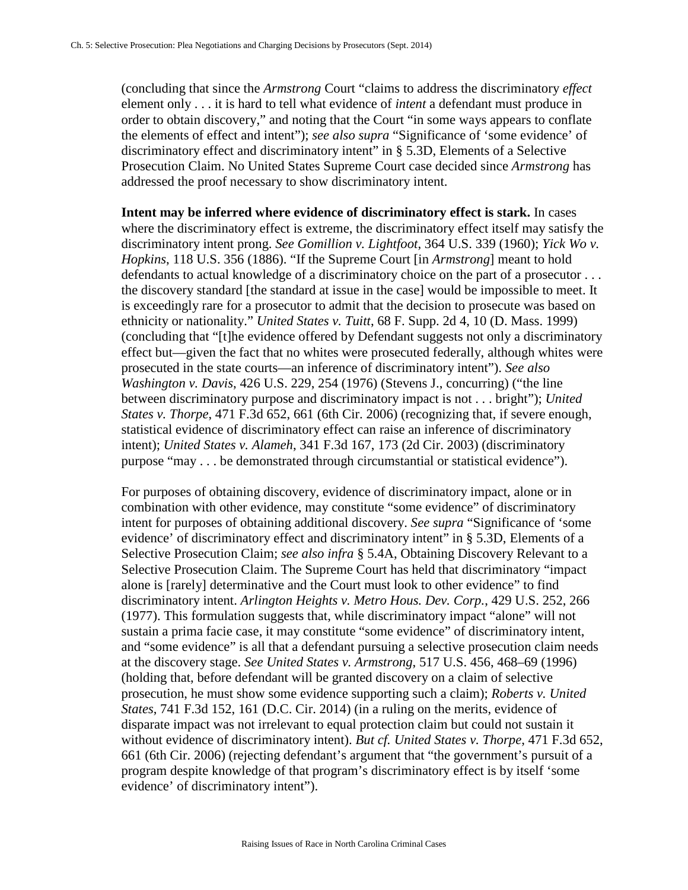(concluding that since the *Armstrong* Court "claims to address the discriminatory *effect* element only . . . it is hard to tell what evidence of *intent* a defendant must produce in order to obtain discovery," and noting that the Court "in some ways appears to conflate the elements of effect and intent"); *see also supra* "Significance of 'some evidence' of discriminatory effect and discriminatory intent" in § 5.3D, Elements of a Selective Prosecution Claim. No United States Supreme Court case decided since *Armstrong* has addressed the proof necessary to show discriminatory intent.

**Intent may be inferred where evidence of discriminatory effect is stark.** In cases where the discriminatory effect is extreme, the discriminatory effect itself may satisfy the discriminatory intent prong. *See Gomillion v. Lightfoot*, 364 U.S. 339 (1960); *Yick Wo v. Hopkins*, 118 U.S. 356 (1886). "If the Supreme Court [in *Armstrong*] meant to hold defendants to actual knowledge of a discriminatory choice on the part of a prosecutor . . . the discovery standard [the standard at issue in the case] would be impossible to meet. It is exceedingly rare for a prosecutor to admit that the decision to prosecute was based on ethnicity or nationality." *United States v. Tuitt*, 68 F. Supp. 2d 4, 10 (D. Mass. 1999) (concluding that "[t]he evidence offered by Defendant suggests not only a discriminatory effect but—given the fact that no whites were prosecuted federally, although whites were prosecuted in the state courts—an inference of discriminatory intent"). *See also Washington v. Davis*, 426 U.S. 229, 254 (1976) (Stevens J., concurring) ("the line between discriminatory purpose and discriminatory impact is not . . . bright"); *United States v. Thorpe*, 471 F.3d 652, 661 (6th Cir. 2006) (recognizing that, if severe enough, statistical evidence of discriminatory effect can raise an inference of discriminatory intent); *United States v. Alameh*, 341 F.3d 167, 173 (2d Cir. 2003) (discriminatory purpose "may . . . be demonstrated through circumstantial or statistical evidence").

For purposes of obtaining discovery, evidence of discriminatory impact, alone or in combination with other evidence, may constitute "some evidence" of discriminatory intent for purposes of obtaining additional discovery. *See supra* "Significance of 'some evidence' of discriminatory effect and discriminatory intent" in § 5.3D, Elements of a Selective Prosecution Claim; *see also infra* § 5.4A, Obtaining Discovery Relevant to a Selective Prosecution Claim. The Supreme Court has held that discriminatory "impact alone is [rarely] determinative and the Court must look to other evidence" to find discriminatory intent. *Arlington Heights v. Metro Hous. Dev. Corp.*, 429 U.S. 252, 266 (1977). This formulation suggests that, while discriminatory impact "alone" will not sustain a prima facie case, it may constitute "some evidence" of discriminatory intent, and "some evidence" is all that a defendant pursuing a selective prosecution claim needs at the discovery stage. *See United States v. Armstrong*, 517 U.S. 456, 468–69 (1996) (holding that, before defendant will be granted discovery on a claim of selective prosecution, he must show some evidence supporting such a claim); *Roberts v. United States*, 741 F.3d 152, 161 (D.C. Cir. 2014) (in a ruling on the merits, evidence of disparate impact was not irrelevant to equal protection claim but could not sustain it without evidence of discriminatory intent). *But cf. United States v. Thorpe*, 471 F.3d 652, 661 (6th Cir. 2006) (rejecting defendant's argument that "the government's pursuit of a program despite knowledge of that program's discriminatory effect is by itself 'some evidence' of discriminatory intent").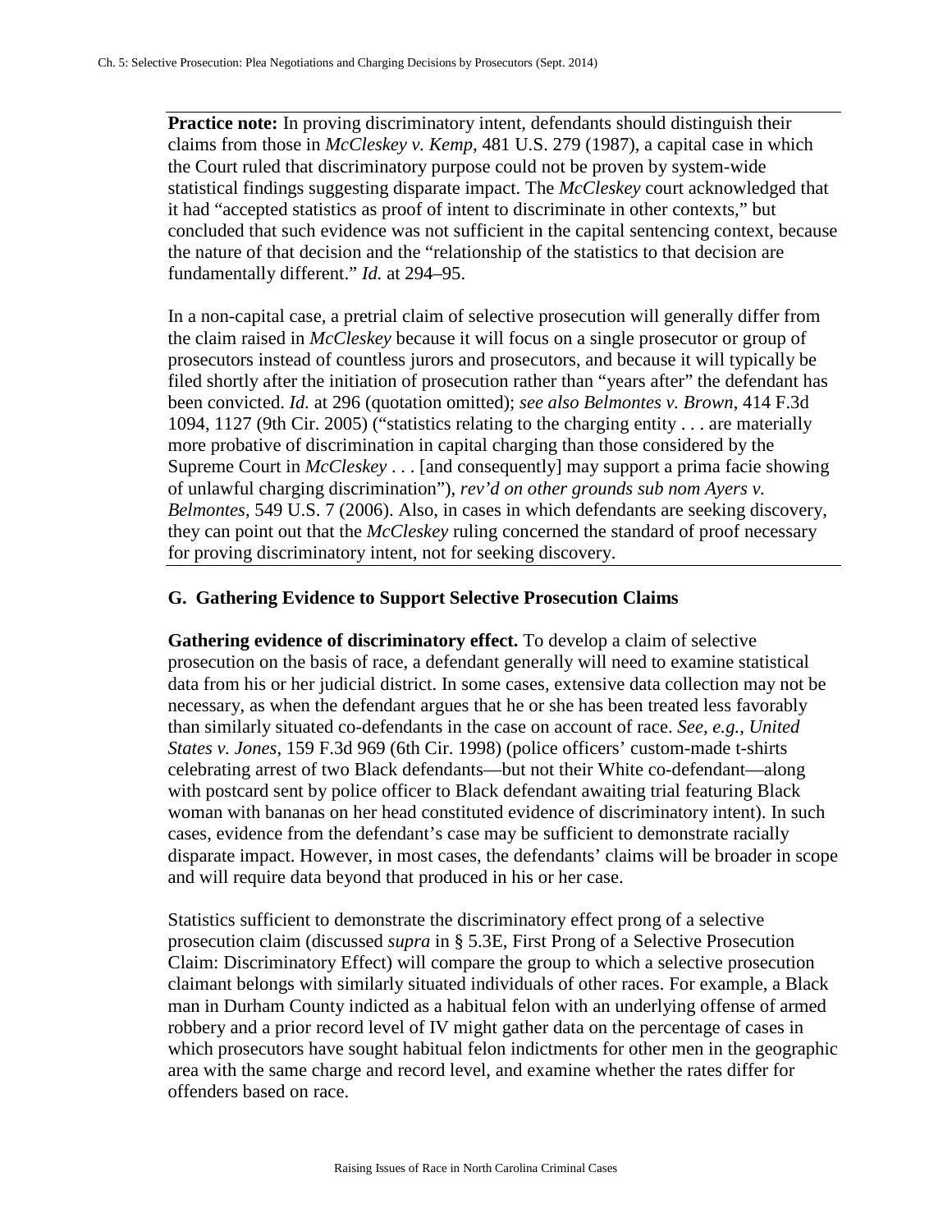**Practice note:** In proving discriminatory intent, defendants should distinguish their claims from those in *McCleskey v. Kemp*, 481 U.S. 279 (1987), a capital case in which the Court ruled that discriminatory purpose could not be proven by system-wide statistical findings suggesting disparate impact. The *McCleskey* court acknowledged that it had "accepted statistics as proof of intent to discriminate in other contexts," but concluded that such evidence was not sufficient in the capital sentencing context, because the nature of that decision and the "relationship of the statistics to that decision are fundamentally different." *Id.* at 294–95.

In a non-capital case, a pretrial claim of selective prosecution will generally differ from the claim raised in *McCleskey* because it will focus on a single prosecutor or group of prosecutors instead of countless jurors and prosecutors, and because it will typically be filed shortly after the initiation of prosecution rather than "years after" the defendant has been convicted. *Id.* at 296 (quotation omitted); *see also Belmontes v. Brown*, 414 F.3d 1094, 1127 (9th Cir. 2005) ("statistics relating to the charging entity . . . are materially more probative of discrimination in capital charging than those considered by the Supreme Court in *McCleskey* . . . [and consequently] may support a prima facie showing of unlawful charging discrimination"), *rev'd on other grounds sub nom Ayers v. Belmontes*, 549 U.S. 7 (2006). Also, in cases in which defendants are seeking discovery, they can point out that the *McCleskey* ruling concerned the standard of proof necessary for proving discriminatory intent, not for seeking discovery.

## G. Gathering Evidence to Support Selective Prosecution Claims

**Gathering evidence of discriminatory effect.** To develop a claim of selective prosecution on the basis of race, a defendant generally will need to examine statistical data from his or her judicial district. In some cases, extensive data collection may not be necessary, as when the defendant argues that he or she has been treated less favorably than similarly situated co-defendants in the case on account of race. *See, e.g.*, *United States v. Jones*, 159 F.3d 969 (6th Cir. 1998) (police officers' custom-made t-shirts celebrating arrest of two Black defendants—but not their White co-defendant—along with postcard sent by police officer to Black defendant awaiting trial featuring Black woman with bananas on her head constituted evidence of discriminatory intent). In such cases, evidence from the defendant's case may be sufficient to demonstrate racially disparate impact. However, in most cases, the defendants' claims will be broader in scope and will require data beyond that produced in his or her case.

Statistics sufficient to demonstrate the discriminatory effect prong of a selective prosecution claim (discussed *supra* in § 5.3E, First Prong of a Selective Prosecution Claim: Discriminatory Effect) will compare the group to which a selective prosecution claimant belongs with similarly situated individuals of other races. For example, a Black man in Durham County indicted as a habitual felon with an underlying offense of armed robbery and a prior record level of IV might gather data on the percentage of cases in which prosecutors have sought habitual felon indictments for other men in the geographic area with the same charge and record level, and examine whether the rates differ for offenders based on race.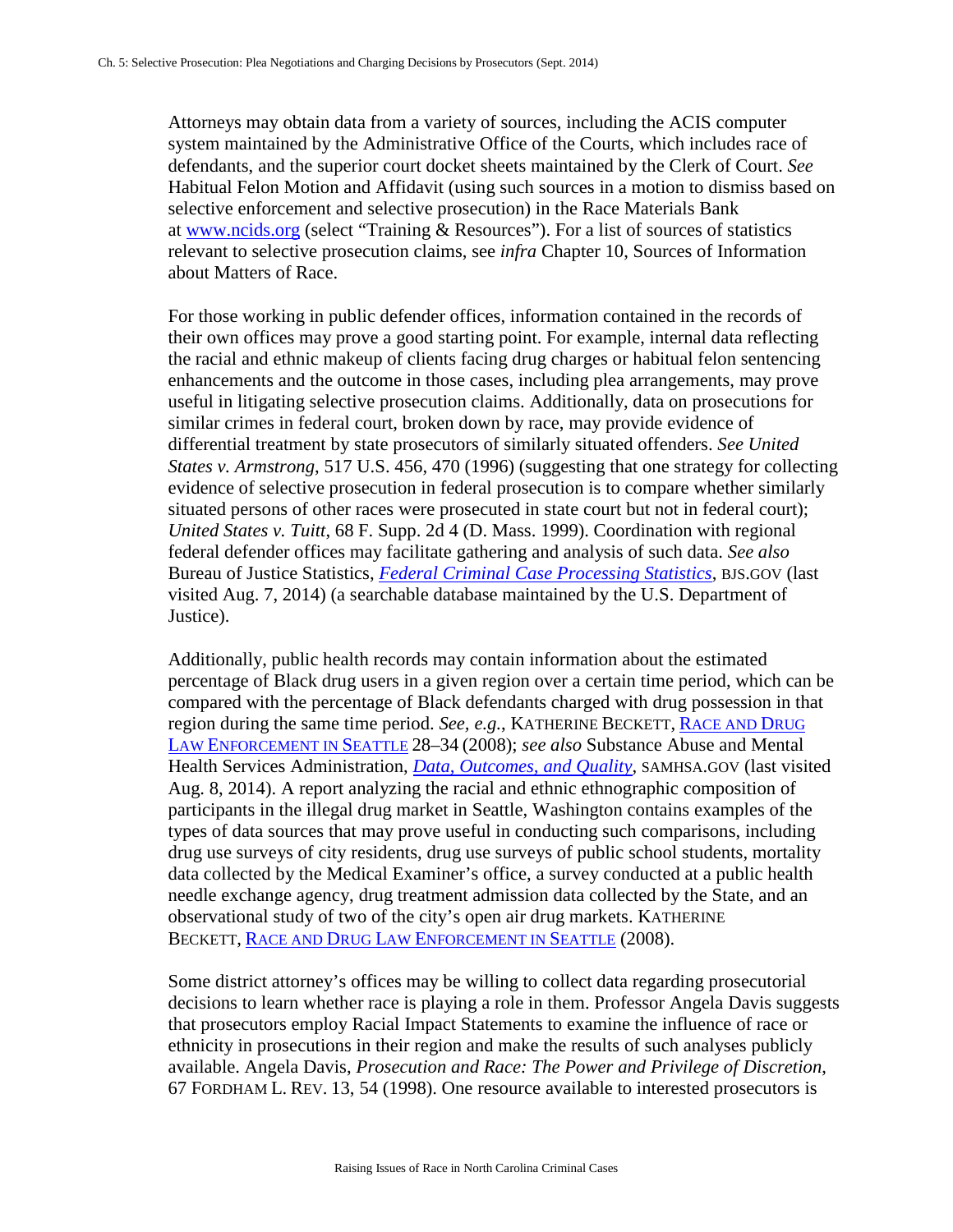Attorneys may obtain data from a variety of sources, including the ACIS computer system maintained by the Administrative Office of the Courts, which includes race of defendants, and the superior court docket sheets maintained by the Clerk of Court. *See* Habitual Felon Motion and Affidavit (using such sources in a motion to dismiss based on selective enforcement and selective prosecution) in the Race Materials Bank at [www.ncids.org](www.ncids.org) (select "Training & Resources"). For a list of sources of statistics relevant to selective prosecution claims, see *infra* Chapter 10, Sources of Information about Matters of Race.

For those working in public defender offices, information contained in the records of their own offices may prove a good starting point. For example, internal data reflecting the racial and ethnic makeup of clients facing drug charges or habitual felon sentencing enhancements and the outcome in those cases, including plea arrangements, may prove useful in litigating selective prosecution claims. Additionally, data on prosecutions for similar crimes in federal court, broken down by race, may provide evidence of differential treatment by state prosecutors of similarly situated offenders. *See United States v. Armstrong*, 517 U.S. 456, 470 (1996) (suggesting that one strategy for collecting evidence of selective prosecution in federal prosecution is to compare whether similarly situated persons of other races were prosecuted in state court but not in federal court); *United States v. Tuitt*, 68 F. Supp. 2d 4 (D. Mass. 1999). Coordination with regional federal defender offices may facilitate gathering and analysis of such data. *See also* Bureau of Justice Statistics, *Federal Criminal Case Processing Statistics*, BJS.GOV (last visited Aug. 7, 2014) (a searchable database maintained by the U.S. Department of Justice).

Additionally, public health records may contain information about the estimated percentage of Black drug users in a given region over a certain time period, which can be compared with the percentage of Black defendants charged with drug possession in that region during the same time period. *See, e.g.*, KATHERINE BECKETT, RACE AND DRUG LAW ENFORCEMENT IN SEATTLE 28–34 (2008); *see also* Substance Abuse and Mental Health Services Administration, *Data, Outcomes, and Quality*, SAMHSA.GOV (last visited Aug. 8, 2014). A report analyzing the racial and ethnic ethnographic composition of participants in the illegal drug market in Seattle, Washington contains examples of the types of data sources that may prove useful in conducting such comparisons, including drug use surveys of city residents, drug use surveys of public school students, mortality data collected by the Medical Examiner's office, a survey conducted at a public health needle exchange agency, drug treatment admission data collected by the State, and an observational study of two of the city's open air drug markets. KATHERINE BECKETT, RACE AND DRUG LAW ENFORCEMENT IN SEATTLE (2008).

Some district attorney's offices may be willing to collect data regarding prosecutorial decisions to learn whether race is playing a role in them. Professor Angela Davis suggests that prosecutors employ Racial Impact Statements to examine the influence of race or ethnicity in prosecutions in their region and make the results of such analyses publicly available. Angela Davis, *Prosecution and Race: The Power and Privilege of Discretion*, 67 FORDHAM L. REV. 13, 54 (1998). One resource available to interested prosecutors is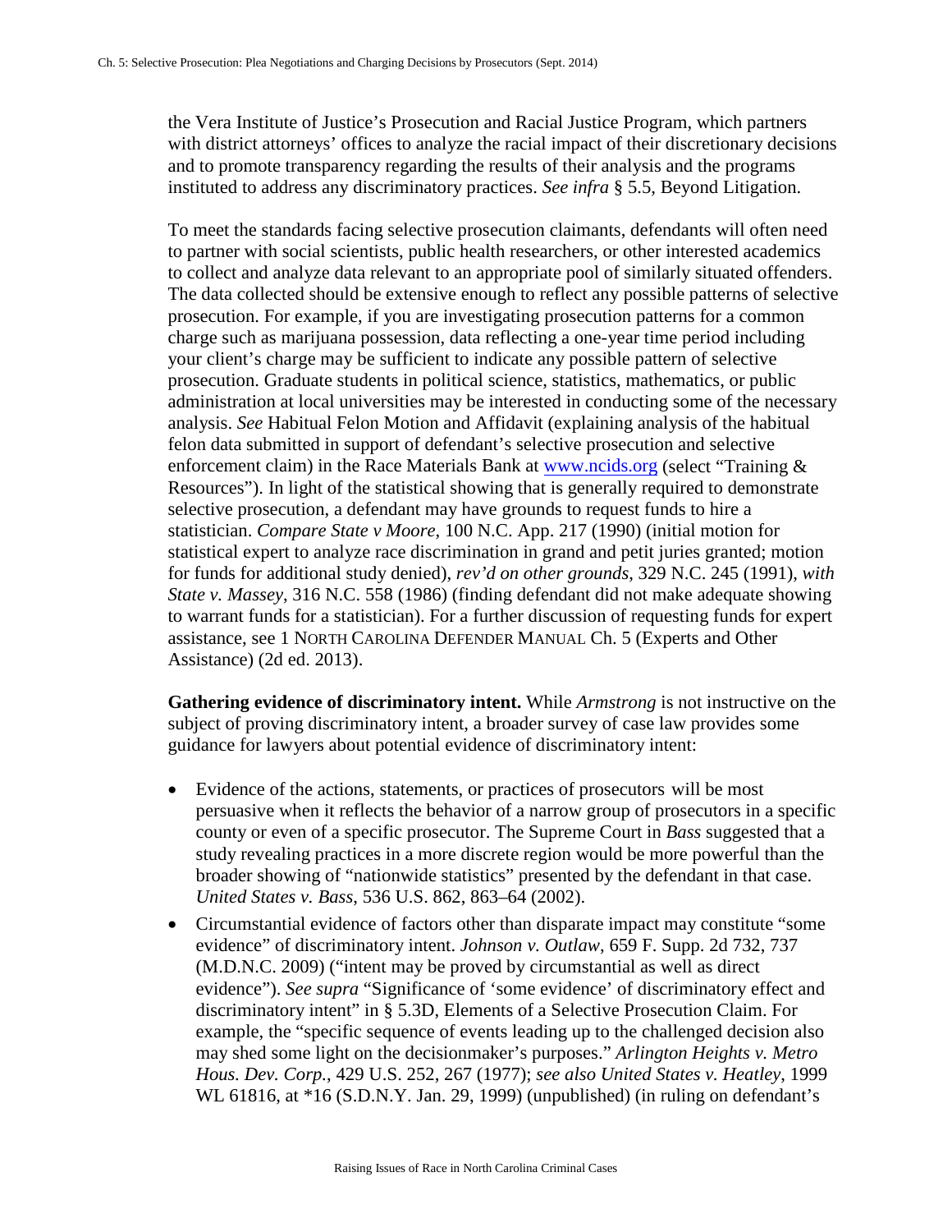the Vera Institute of Justice's Prosecution and Racial Justice Program, which partners with district attorneys' offices to analyze the racial impact of their discretionary decisions and to promote transparency regarding the results of their analysis and the programs instituted to address any discriminatory practices. *See infra* § 5.5, Beyond Litigation.

To meet the standards facing selective prosecution claimants, defendants will often need to partner with social scientists, public health researchers, or other interested academics to collect and analyze data relevant to an appropriate pool of similarly situated offenders. The data collected should be extensive enough to reflect any possible patterns of selective prosecution. For example, if you are investigating prosecution patterns for a common charge such as marijuana possession, data reflecting a one-year time period including your client's charge may be sufficient to indicate any possible pattern of selective prosecution. Graduate students in political science, statistics, mathematics, or public administration at local universities may be interested in conducting some of the necessary analysis. *See* Habitual Felon Motion and Affidavit (explaining analysis of the habitual felon data submitted in support of defendant's selective prosecution and selective enforcement claim) in the Race Materials Bank at www.ncids.org (select "Training & Resources"). In light of the statistical showing that is generally required to demonstrate selective prosecution, a defendant may have grounds to request funds to hire a statistician. *Compare State v Moore*, 100 N.C. App. 217 (1990) (initial motion for statistical expert to analyze race discrimination in grand and petit juries granted; motion for funds for additional study denied), *rev'd on other grounds*, 329 N.C. 245 (1991), *with State v. Massey*, 316 N.C. 558 (1986) (finding defendant did not make adequate showing to warrant funds for a statistician). For a further discussion of requesting funds for expert assistance, see 1 NORTH CAROLINA DEFENDER MANUAL Ch. 5 (Experts and Other Assistance) (2d ed. 2013).

**Gathering evidence of discriminatory intent.** While *Armstrong* is not instructive on the subject of proving discriminatory intent, a broader survey of case law provides some guidance for lawyers about potential evidence of discriminatory intent:

- Evidence of the actions, statements, or practices of prosecutors will be most persuasive when it reflects the behavior of a narrow group of prosecutors in a specific county or even of a specific prosecutor. The Supreme Court in *Bass* suggested that a study revealing practices in a more discrete region would be more powerful than the broader showing of "nationwide statistics" presented by the defendant in that case. *United States v. Bass*, 536 U.S. 862, 863–64 (2002).
- Circumstantial evidence of factors other than disparate impact may constitute "some evidence" of discriminatory intent. *Johnson v. Outlaw*, 659 F. Supp. 2d 732, 737 (M.D.N.C. 2009) ("intent may be proved by circumstantial as well as direct evidence"). *See supra* "Significance of 'some evidence' of discriminatory effect and discriminatory intent" in § 5.3D, Elements of a Selective Prosecution Claim. For example, the "specific sequence of events leading up to the challenged decision also may shed some light on the decisionmaker's purposes." *Arlington Heights v. Metro Hous. Dev. Corp.*, 429 U.S. 252, 267 (1977); *see also United States v. Heatley*, 1999 WL 61816, at *16 (S.D.N.Y. Jan. 29, 1999) (unpublished) (in ruling on defendant's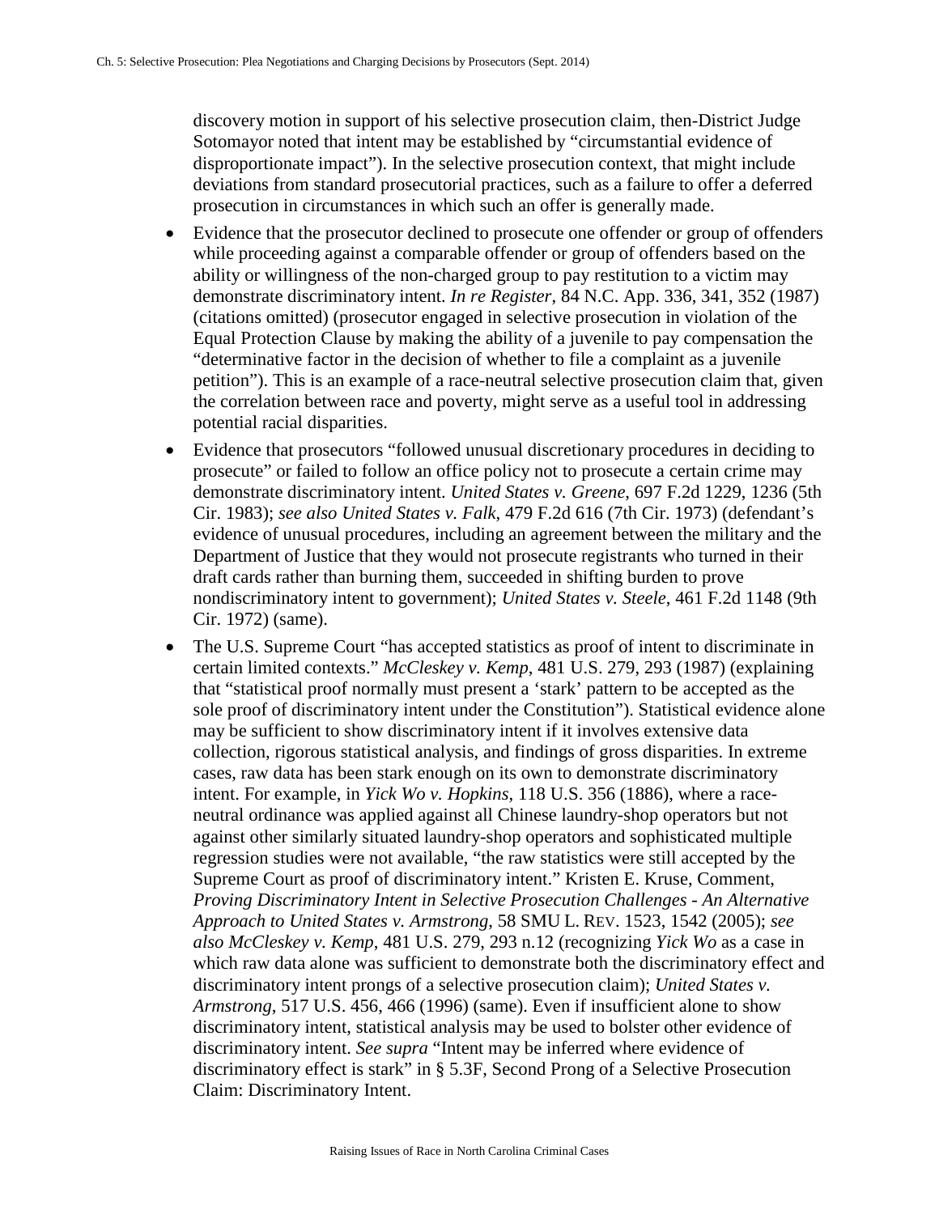discovery motion in support of his selective prosecution claim, then-District Judge Sotomayor noted that intent may be established by "circumstantial evidence of disproportionate impact"). In the selective prosecution context, that might include deviations from standard prosecutorial practices, such as a failure to offer a deferred prosecution in circumstances in which such an offer is generally made.

- Evidence that the prosecutor declined to prosecute one offender or group of offenders while proceeding against a comparable offender or group of offenders based on the ability or willingness of the non-charged group to pay restitution to a victim may demonstrate discriminatory intent. *In re Register*, 84 N.C. App. 336, 341, 352 (1987) (citations omitted) (prosecutor engaged in selective prosecution in violation of the Equal Protection Clause by making the ability of a juvenile to pay compensation the "determinative factor in the decision of whether to file a complaint as a juvenile petition"). This is an example of a race-neutral selective prosecution claim that, given the correlation between race and poverty, might serve as a useful tool in addressing potential racial disparities.
- Evidence that prosecutors "followed unusual discretionary procedures in deciding to prosecute" or failed to follow an office policy not to prosecute a certain crime may demonstrate discriminatory intent. *United States v. Greene*, 697 F.2d 1229, 1236 (5th Cir. 1983); *see also United States v. Falk*, 479 F.2d 616 (7th Cir. 1973) (defendant's evidence of unusual procedures, including an agreement between the military and the Department of Justice that they would not prosecute registrants who turned in their draft cards rather than burning them, succeeded in shifting burden to prove nondiscriminatory intent to government); *United States v. Steele*, 461 F.2d 1148 (9th Cir. 1972) (same).
- The U.S. Supreme Court "has accepted statistics as proof of intent to discriminate in certain limited contexts." *McCleskey v. Kemp*, 481 U.S. 279, 293 (1987) (explaining that "statistical proof normally must present a 'stark' pattern to be accepted as the sole proof of discriminatory intent under the Constitution"). Statistical evidence alone may be sufficient to show discriminatory intent if it involves extensive data collection, rigorous statistical analysis, and findings of gross disparities. In extreme cases, raw data has been stark enough on its own to demonstrate discriminatory intent. For example, in *Yick Wo v. Hopkins*, 118 U.S. 356 (1886), where a race-neutral ordinance was applied against all Chinese laundry-shop operators but not against other similarly situated laundry-shop operators and sophisticated multiple regression studies were not available, "the raw statistics were still accepted by the Supreme Court as proof of discriminatory intent." Kristen E. Kruse, Comment, *Proving Discriminatory Intent in Selective Prosecution Challenges - An Alternative Approach to United States v. Armstrong*, 58 SMU L. REV. 1523, 1542 (2005); *see also McCleskey v. Kemp*, 481 U.S. 279, 293 n.12 (recognizing *Yick Wo* as a case in which raw data alone was sufficient to demonstrate both the discriminatory effect and discriminatory intent prongs of a selective prosecution claim); *United States v. Armstrong*, 517 U.S. 456, 466 (1996) (same). Even if insufficient alone to show discriminatory intent, statistical analysis may be used to bolster other evidence of discriminatory intent. *See supra* "Intent may be inferred where evidence of discriminatory effect is stark" in § 5.3F, Second Prong of a Selective Prosecution Claim: Discriminatory Intent.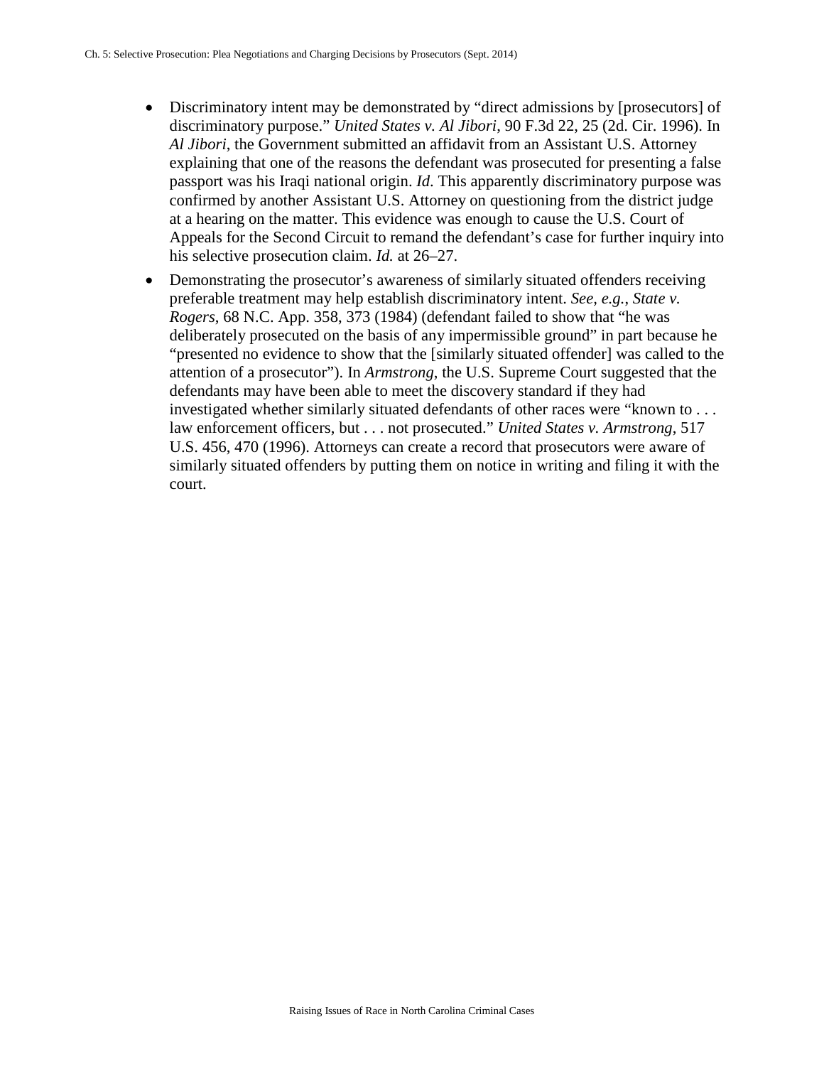- Discriminatory intent may be demonstrated by "direct admissions by [prosecutors] of discriminatory purpose." *United States v. Al Jibori*, 90 F.3d 22, 25 (2d. Cir. 1996). In *Al Jibori*, the Government submitted an affidavit from an Assistant U.S. Attorney explaining that one of the reasons the defendant was prosecuted for presenting a false passport was his Iraqi national origin. *Id*. This apparently discriminatory purpose was confirmed by another Assistant U.S. Attorney on questioning from the district judge at a hearing on the matter. This evidence was enough to cause the U.S. Court of Appeals for the Second Circuit to remand the defendant's case for further inquiry into his selective prosecution claim. *Id.* at 26–27.
- Demonstrating the prosecutor's awareness of similarly situated offenders receiving preferable treatment may help establish discriminatory intent. *See, e.g.*, *State v. Rogers*, 68 N.C. App. 358, 373 (1984) (defendant failed to show that "he was deliberately prosecuted on the basis of any impermissible ground" in part because he "presented no evidence to show that the [similarly situated offender] was called to the attention of a prosecutor"). In *Armstrong*, the U.S. Supreme Court suggested that the defendants may have been able to meet the discovery standard if they had investigated whether similarly situated defendants of other races were "known to . . . law enforcement officers, but . . . not prosecuted." *United States v. Armstrong*, 517 U.S. 456, 470 (1996). Attorneys can create a record that prosecutors were aware of similarly situated offenders by putting them on notice in writing and filing it with the court.